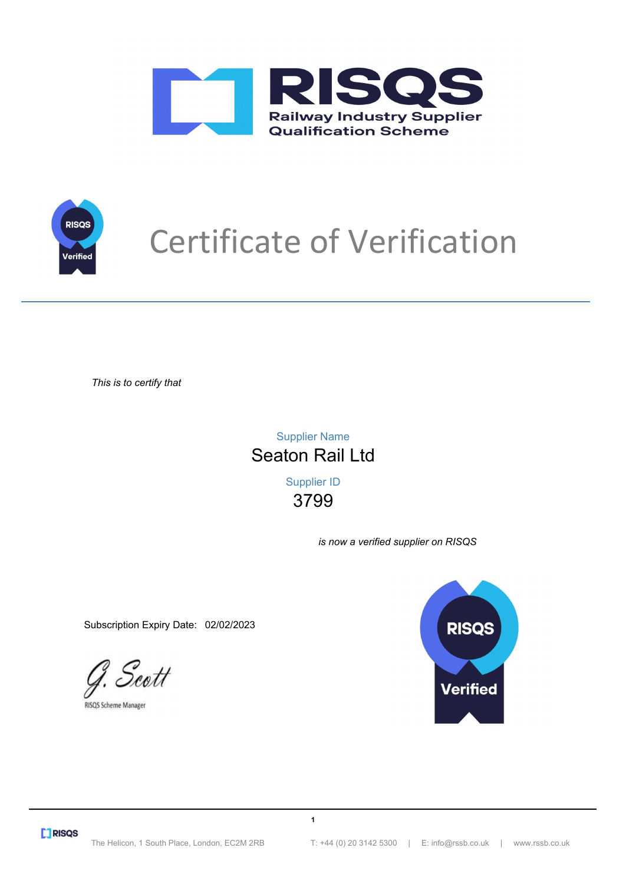RISQS

Railway Industry Supplier Qualification Scheme

# Certificate of Verification

*This is to certify that*

Supplier Name

**Seaton Rail Ltd**

Supplier ID

**3799**

*is now a verified supplier on RISQS*

Subscription Expiry Date: 02/02/2023

G. Scott

RISQS Scheme Manager

RISQS Verified

The Helicon, 1 South Place, London, EC2M 2RB | T: +44 (0) 20 3142 5300 | E: info@rssb.co.uk | www.rssb.co.uk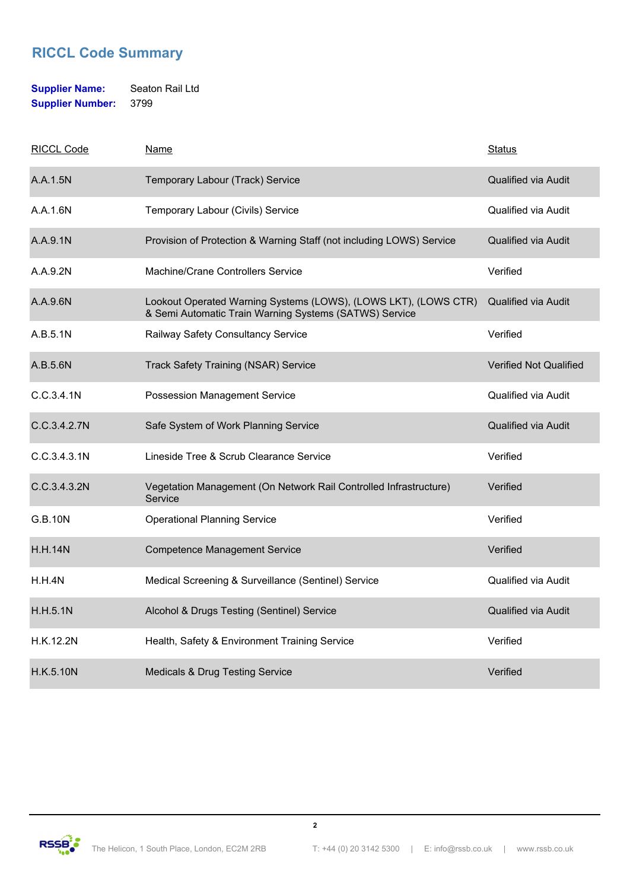## RICCL Code Summary

**Supplier Name:** Seaton Rail Ltd
**Supplier Number:** 3799

| RICCL Code | Name | Status |
|---|---|---|
| A.A.1.5N | Temporary Labour (Track) Service | Qualified via Audit |
| A.A.1.6N | Temporary Labour (Civils) Service | Qualified via Audit |
| A.A.9.1N | Provision of Protection & Warning Staff (not including LOWS) Service | Qualified via Audit |
| A.A.9.2N | Machine/Crane Controllers Service | Verified |
| A.A.9.6N | Lookout Operated Warning Systems (LOWS), (LOWS LKT), (LOWS CTR) & Semi Automatic Train Warning Systems (SATWS) Service | Qualified via Audit |
| A.B.5.1N | Railway Safety Consultancy Service | Verified |
| A.B.5.6N | Track Safety Training (NSAR) Service | Verified Not Qualified |
| C.C.3.4.1N | Possession Management Service | Qualified via Audit |
| C.C.3.4.2.7N | Safe System of Work Planning Service | Qualified via Audit |
| C.C.3.4.3.1N | Lineside Tree & Scrub Clearance Service | Verified |
| C.C.3.4.3.2N | Vegetation Management (On Network Rail Controlled Infrastructure) Service | Verified |
| G.B.10N | Operational Planning Service | Verified |
| H.H.14N | Competence Management Service | Verified |
| H.H.4N | Medical Screening & Surveillance (Sentinel) Service | Qualified via Audit |
| H.H.5.1N | Alcohol & Drugs Testing (Sentinel) Service | Qualified via Audit |
| H.K.12.2N | Health, Safety & Environment Training Service | Verified |
| H.K.5.10N | Medicals & Drug Testing Service | Verified |

The Helicon, 1 South Place, London, EC2M 2RB | T: +44 (0) 20 3142 5300 | E: info@rssb.co.uk | www.rssb.co.uk